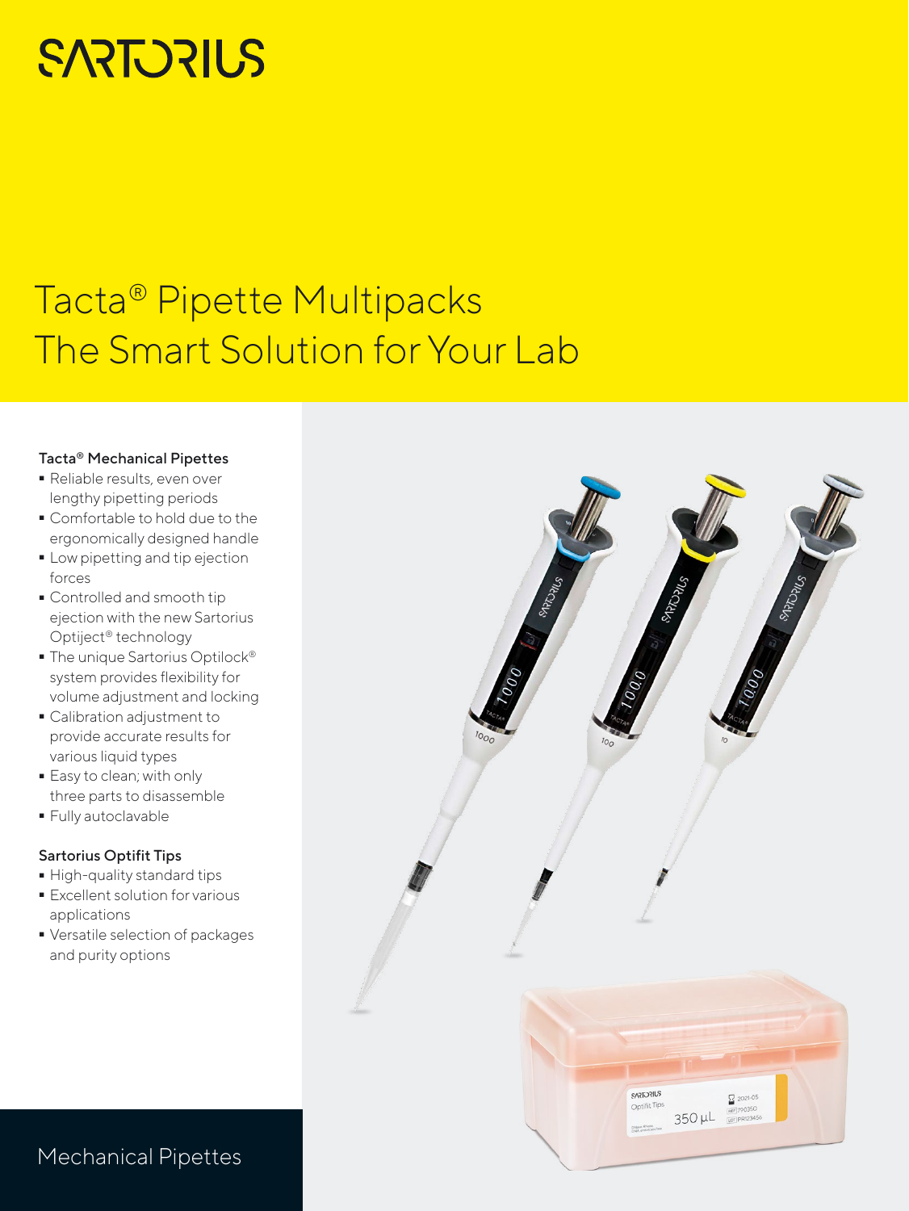SARTORIUS

# Tacta® Pipette Multipacks
# The Smart Solution for Your Lab

### Tacta® Mechanical Pipettes

- Reliable results, even over lengthy pipetting periods
- Comfortable to hold due to the ergonomically designed handle
- Low pipetting and tip ejection forces
- Controlled and smooth tip ejection with the new Sartorius Optiject® technology
- The unique Sartorius Optilock® system provides flexibility for volume adjustment and locking
- Calibration adjustment to provide accurate results for various liquid types
- Easy to clean; with only three parts to disassemble
- Fully autoclavable

### Sartorius Optifit Tips

- High-quality standard tips
- Excellent solution for various applications
- Versatile selection of packages and purity options

Mechanical Pipettes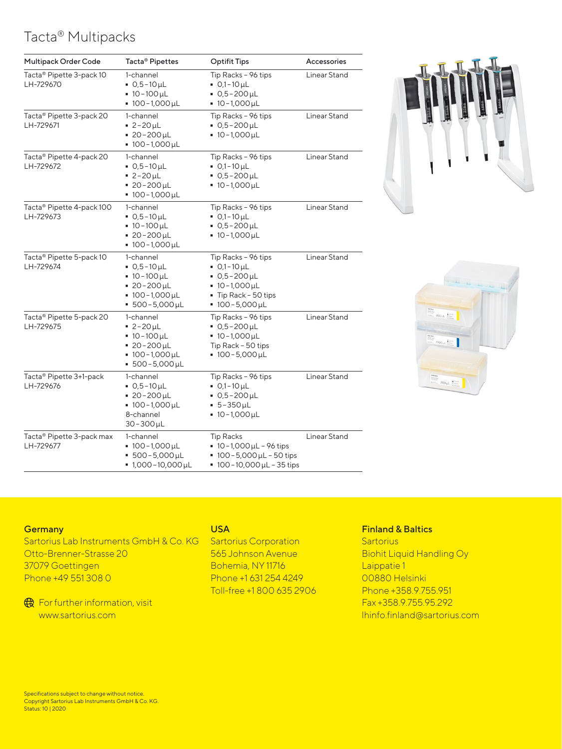# Tacta® Multipacks

| Multipack Order Code | Tacta® Pipettes | Optifit Tips | Accessories |
|---|---|---|---|
| Tacta® Pipette 3-pack 10<br>LH-729670 | 1-channel<br>▪ 0,5–10 µL<br>▪ 10–100 µL<br>▪ 100–1,000 µL | Tip Racks – 96 tips<br>▪ 0,1–10 µL<br>▪ 0,5–200 µL<br>▪ 10–1,000 µL | Linear Stand |
| Tacta® Pipette 3-pack 20<br>LH-729671 | 1-channel<br>▪ 2–20 µL<br>▪ 20–200 µL<br>▪ 100–1,000 µL | Tip Racks – 96 tips<br>▪ 0,5–200 µL<br>▪ 10–1,000 µL | Linear Stand |
| Tacta® Pipette 4-pack 20<br>LH-729672 | 1-channel<br>▪ 0,5–10 µL<br>▪ 2–20 µL<br>▪ 20–200 µL<br>▪ 100–1,000 µL | Tip Racks – 96 tips<br>▪ 0,1–10 µL<br>▪ 0,5–200 µL<br>▪ 10–1,000 µL | Linear Stand |
| Tacta® Pipette 4-pack 100<br>LH-729673 | 1-channel<br>▪ 0,5–10 µL<br>▪ 10–100 µL<br>▪ 20–200 µL<br>▪ 100–1,000 µL | Tip Racks – 96 tips<br>▪ 0,1–10 µL<br>▪ 0,5–200 µL<br>▪ 10–1,000 µL | Linear Stand |
| Tacta® Pipette 5-pack 10<br>LH-729674 | 1-channel<br>▪ 0,5–10 µL<br>▪ 10–100 µL<br>▪ 20–200 µL<br>▪ 100–1,000 µL<br>▪ 500–5,000 µL | Tip Racks – 96 tips<br>▪ 0,1–10 µL<br>▪ 0,5–200 µL<br>▪ 10–1,000 µL<br>▪ Tip Rack – 50 tips<br>▪ 100–5,000 µL | Linear Stand |
| Tacta® Pipette 5-pack 20<br>LH-729675 | 1-channel<br>▪ 2–20 µL<br>▪ 10–100 µL<br>▪ 20–200 µL<br>▪ 100–1,000 µL<br>▪ 500–5,000 µL | Tip Racks – 96 tips<br>▪ 0,5–200 µL<br>▪ 10–1,000 µL<br>Tip Rack – 50 tips<br>▪ 100–5,000 µL | Linear Stand |
| Tacta® Pipette 3+1-pack<br>LH-729676 | 1-channel<br>▪ 0,5–10 µL<br>▪ 20–200 µL<br>▪ 100–1,000 µL<br>8-channel<br>30–300 µL | Tip Racks – 96 tips<br>▪ 0,1–10 µL<br>▪ 0,5–200 µL<br>▪ 5–350 µL<br>▪ 10–1,000 µL | Linear Stand |
| Tacta® Pipette 3-pack max<br>LH-729677 | 1-channel<br>▪ 100–1,000 µL<br>▪ 500–5,000 µL<br>▪ 1,000–10,000 µL | Tip Racks<br>▪ 10–1,000 µL – 96 tips<br>▪ 100–5,000 µL – 50 tips<br>▪ 100–10,000 µL – 35 tips | Linear Stand |

**Germany**
Sartorius Lab Instruments GmbH & Co. KG
Otto-Brenner-Strasse 20
37079 Goettingen
Phone +49 551 308 0

For further information, visit
www.sartorius.com

**USA**
Sartorius Corporation
565 Johnson Avenue
Bohemia, NY 11716
Phone +1 631 254 4249
Toll-free +1 800 635 2906

**Finland & Baltics**
Sartorius
Biohit Liquid Handling Oy
Laippatie 1
00880 Helsinki
Phone +358.9.755.951
Fax +358.9.755.95.292
lhinfo.finland@sartorius.com

Specifications subject to change without notice.
Copyright Sartorius Lab Instruments GmbH & Co. KG.
Status: 10 | 2020